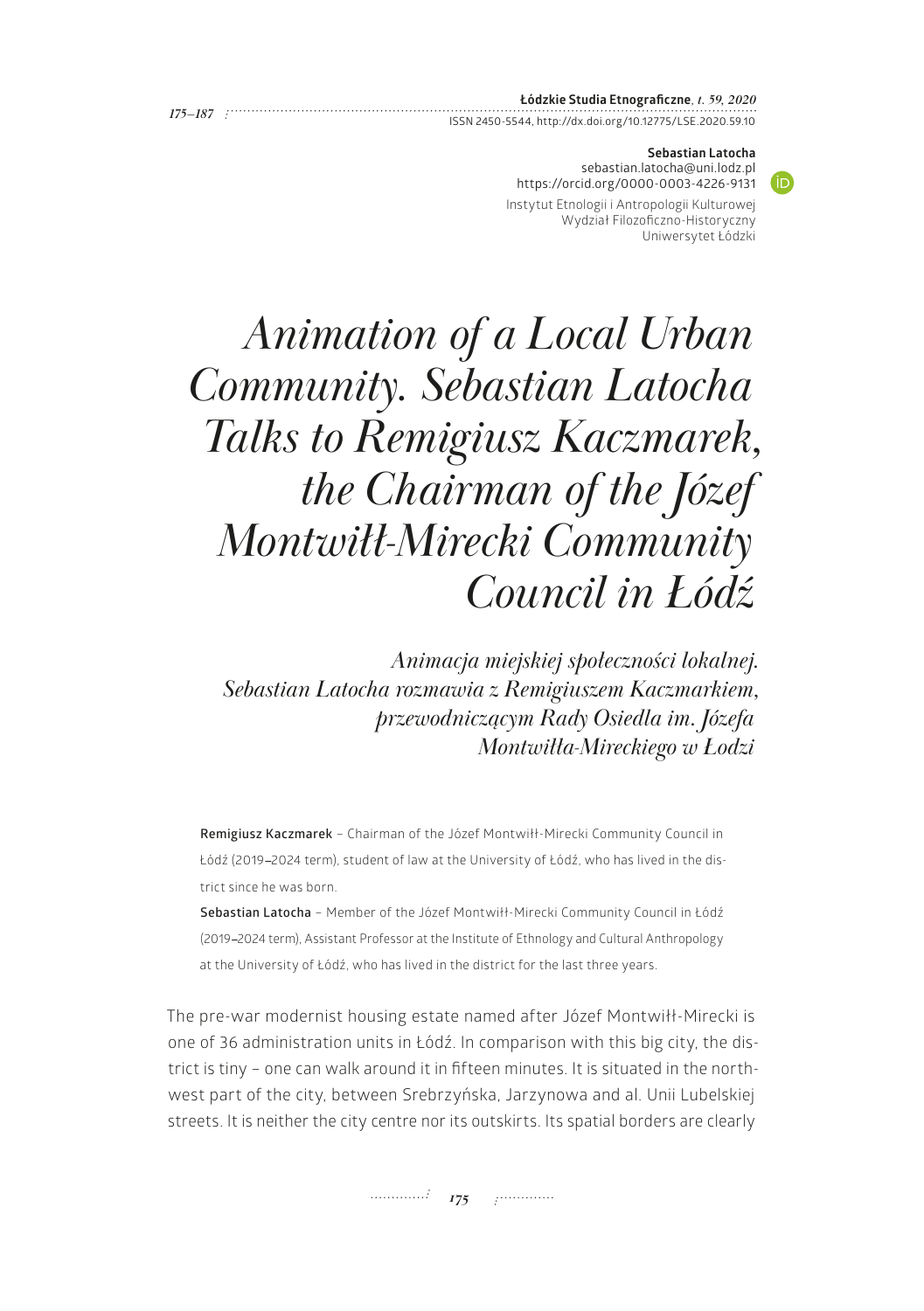**Sebastian Latocha**
sebastian.latocha@uni.lodz.pl
https://orcid.org/0000-0003-4226-9131
Instytut Etnologii i Antropologii Kulturowej
Wydział Filozoficzno-Historyczny
Uniwersytet Łódzki

# *Animation of a Local Urban Community. Sebastian Latocha Talks to Remigiusz Kaczmarek, the Chairman of the Józef Montwiłł-Mirecki Community Council in Łódź*

## *Animacja miejskiej społeczności lokalnej. Sebastian Latocha rozmawia z Remigiuszem Kaczmarkiem, przewodniczącym Rady Osiedla im. Józefa Montwiłła-Mireckiego w Łodzi*

**Remigiusz Kaczmarek** – Chairman of the Józef Montwiłł-Mirecki Community Council in Łódź (2019–2024 term), student of law at the University of Łódź, who has lived in the district since he was born.

**Sebastian Latocha** – Member of the Józef Montwiłł-Mirecki Community Council in Łódź (2019–2024 term), Assistant Professor at the Institute of Ethnology and Cultural Anthropology at the University of Łódź, who has lived in the district for the last three years.

The pre-war modernist housing estate named after Józef Montwiłł-Mirecki is one of 36 administration units in Łódź. In comparison with this big city, the district is tiny – one can walk around it in fifteen minutes. It is situated in the northwest part of the city, between Srebrzyńska, Jarzynowa and al. Unii Lubelskiej streets. It is neither the city centre nor its outskirts. Its spatial borders are clearly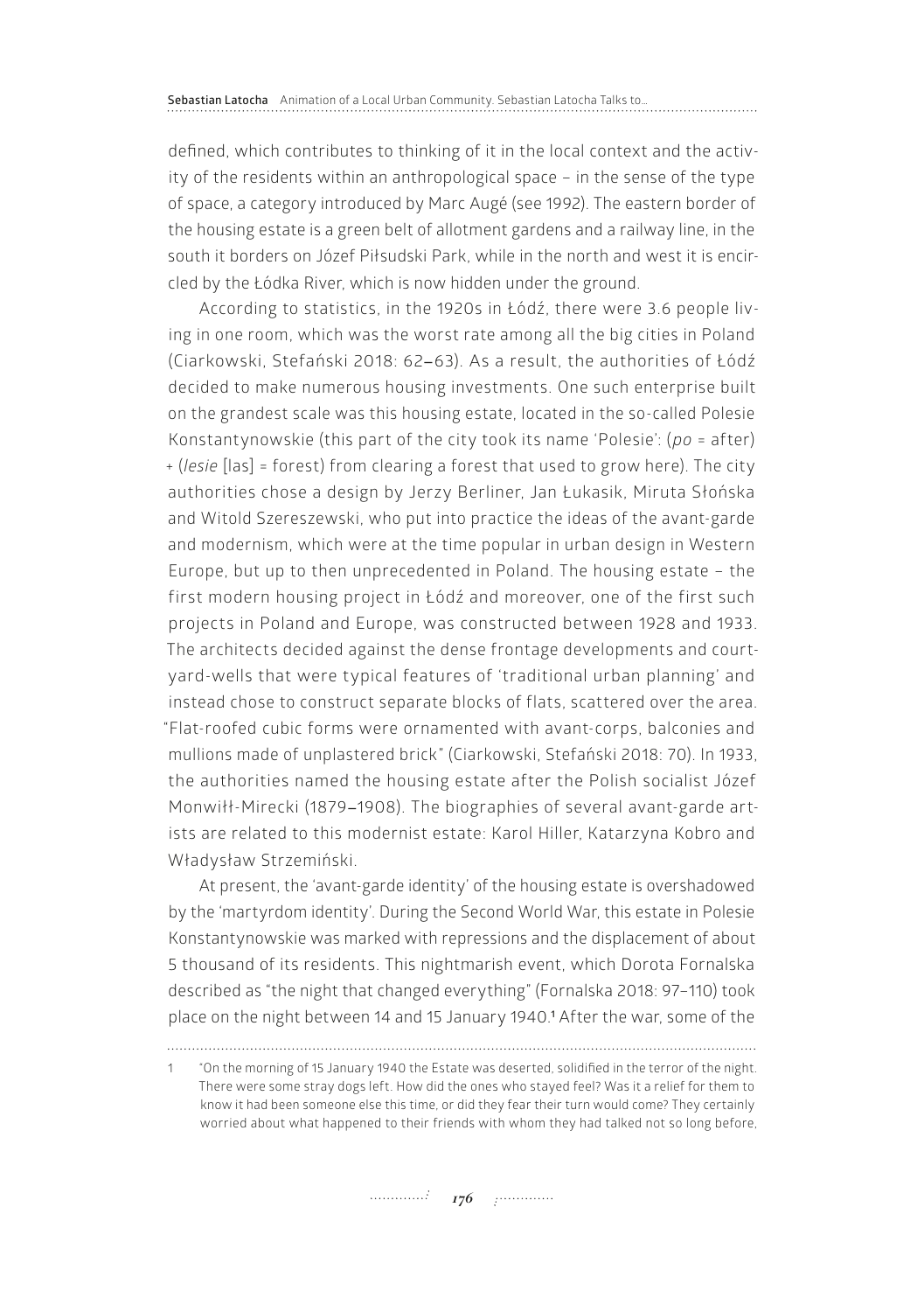defined, which contributes to thinking of it in the local context and the activity of the residents within an anthropological space – in the sense of the type of space, a category introduced by Marc Augé (see 1992). The eastern border of the housing estate is a green belt of allotment gardens and a railway line, in the south it borders on Józef Piłsudski Park, while in the north and west it is encircled by the Łódka River, which is now hidden under the ground.

According to statistics, in the 1920s in Łódź, there were 3.6 people living in one room, which was the worst rate among all the big cities in Poland (Ciarkowski, Stefański 2018: 62–63). As a result, the authorities of Łódź decided to make numerous housing investments. One such enterprise built on the grandest scale was this housing estate, located in the so-called Polesie Konstantynowskie (this part of the city took its name 'Polesie': (*po* = after) + (*lesie* [las] = forest) from clearing a forest that used to grow here). The city authorities chose a design by Jerzy Berliner, Jan Łukasik, Miruta Słońska and Witold Szereszewski, who put into practice the ideas of the avant-garde and modernism, which were at the time popular in urban design in Western Europe, but up to then unprecedented in Poland. The housing estate – the first modern housing project in Łódź and moreover, one of the first such projects in Poland and Europe, was constructed between 1928 and 1933. The architects decided against the dense frontage developments and courtyard-wells that were typical features of 'traditional urban planning' and instead chose to construct separate blocks of flats, scattered over the area. "Flat-roofed cubic forms were ornamented with avant-corps, balconies and mullions made of unplastered brick" (Ciarkowski, Stefański 2018: 70). In 1933, the authorities named the housing estate after the Polish socialist Józef Monwiłł-Mirecki (1879–1908). The biographies of several avant-garde artists are related to this modernist estate: Karol Hiller, Katarzyna Kobro and Władysław Strzemiński.

At present, the 'avant-garde identity' of the housing estate is overshadowed by the 'martyrdom identity'. During the Second World War, this estate in Polesie Konstantynowskie was marked with repressions and the displacement of about 5 thousand of its residents. This nightmarish event, which Dorota Fornalska described as "the night that changed everything" (Fornalska 2018: 97–110) took place on the night between 14 and 15 January 1940.[1] After the war, some of the

[1] "On the morning of 15 January 1940 the Estate was deserted, solidified in the terror of the night. There were some stray dogs left. How did the ones who stayed feel? Was it a relief for them to know it had been someone else this time, or did they fear their turn would come? They certainly worried about what happened to their friends with whom they had talked not so long before,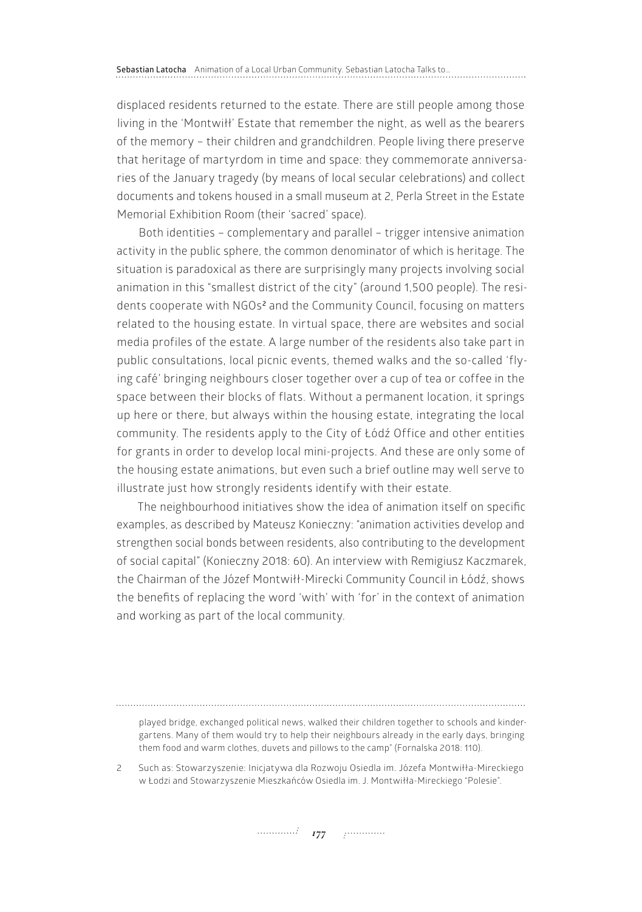displaced residents returned to the estate. There are still people among those living in the 'Montwiłł' Estate that remember the night, as well as the bearers of the memory – their children and grandchildren. People living there preserve that heritage of martyrdom in time and space: they commemorate anniversaries of the January tragedy (by means of local secular celebrations) and collect documents and tokens housed in a small museum at 2, Perla Street in the Estate Memorial Exhibition Room (their 'sacred' space).

Both identities – complementary and parallel – trigger intensive animation activity in the public sphere, the common denominator of which is heritage. The situation is paradoxical as there are surprisingly many projects involving social animation in this "smallest district of the city" (around 1,500 people). The residents cooperate with NGOs[2] and the Community Council, focusing on matters related to the housing estate. In virtual space, there are websites and social media profiles of the estate. A large number of the residents also take part in public consultations, local picnic events, themed walks and the so-called 'flying café' bringing neighbours closer together over a cup of tea or coffee in the space between their blocks of flats. Without a permanent location, it springs up here or there, but always within the housing estate, integrating the local community. The residents apply to the City of Łódź Office and other entities for grants in order to develop local mini-projects. And these are only some of the housing estate animations, but even such a brief outline may well serve to illustrate just how strongly residents identify with their estate.

The neighbourhood initiatives show the idea of animation itself on specific examples, as described by Mateusz Konieczny: "animation activities develop and strengthen social bonds between residents, also contributing to the development of social capital" (Konieczny 2018: 60). An interview with Remigiusz Kaczmarek, the Chairman of the Józef Montwiłł-Mirecki Community Council in Łódź, shows the benefits of replacing the word 'with' with 'for' in the context of animation and working as part of the local community.

---

played bridge, exchanged political news, walked their children together to schools and kindergartens. Many of them would try to help their neighbours already in the early days, bringing them food and warm clothes, duvets and pillows to the camp" (Fornalska 2018: 110).

2 Such as: Stowarzyszenie: Inicjatywa dla Rozwoju Osiedla im. Józefa Montwiłła-Mireckiego w Łodzi and Stowarzyszenie Mieszkańców Osiedla im. J. Montwiłła-Mireckiego "Polesie".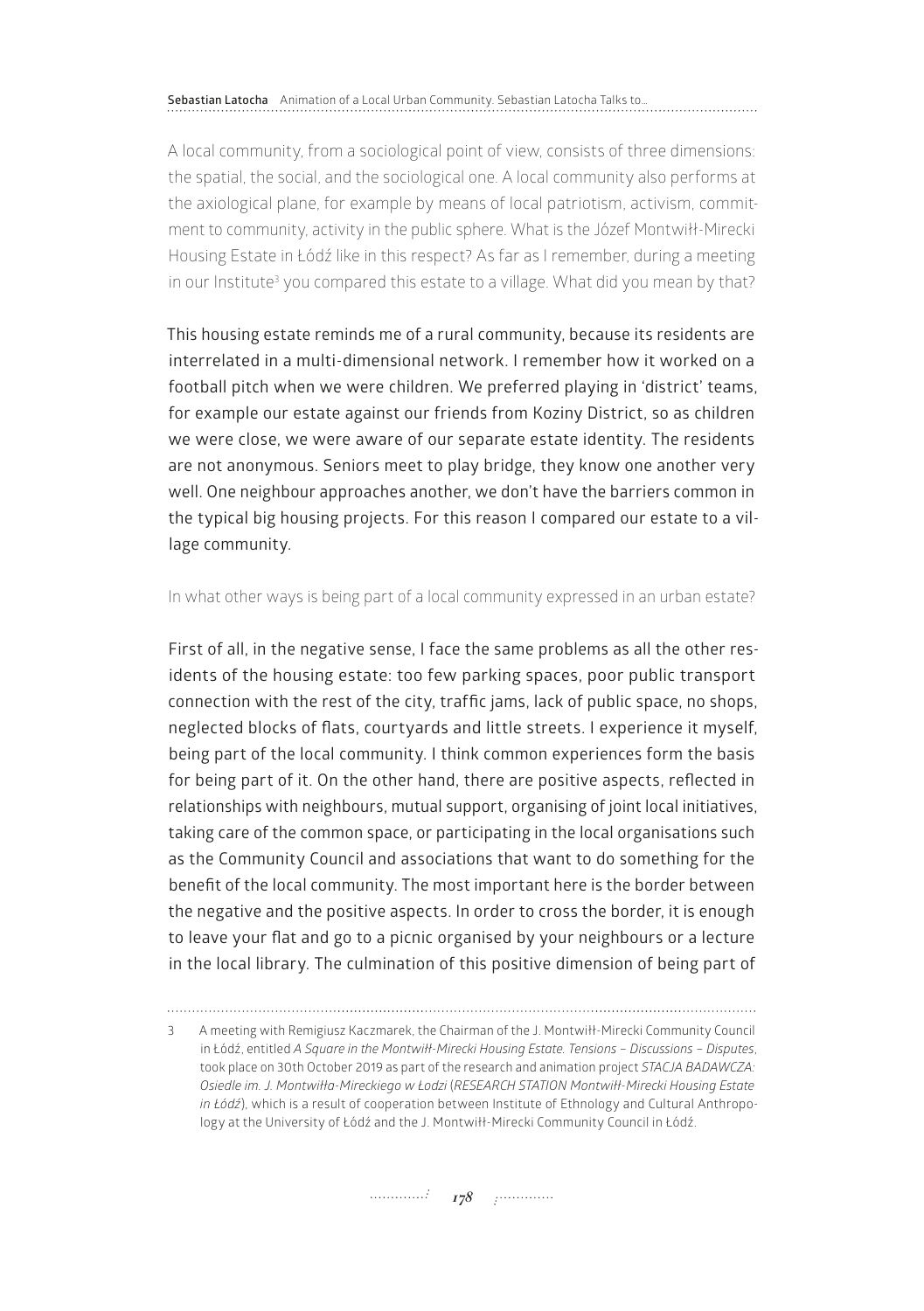A local community, from a sociological point of view, consists of three dimensions: the spatial, the social, and the sociological one. A local community also performs at the axiological plane, for example by means of local patriotism, activism, commitment to community, activity in the public sphere. What is the Józef Montwiłł-Mirecki Housing Estate in Łódź like in this respect? As far as I remember, during a meeting in our Institute[3] you compared this estate to a village. What did you mean by that?

This housing estate reminds me of a rural community, because its residents are interrelated in a multi-dimensional network. I remember how it worked on a football pitch when we were children. We preferred playing in 'district' teams, for example our estate against our friends from Koziny District, so as children we were close, we were aware of our separate estate identity. The residents are not anonymous. Seniors meet to play bridge, they know one another very well. One neighbour approaches another, we don't have the barriers common in the typical big housing projects. For this reason I compared our estate to a village community.

In what other ways is being part of a local community expressed in an urban estate?

First of all, in the negative sense, I face the same problems as all the other residents of the housing estate: too few parking spaces, poor public transport connection with the rest of the city, traffic jams, lack of public space, no shops, neglected blocks of flats, courtyards and little streets. I experience it myself, being part of the local community. I think common experiences form the basis for being part of it. On the other hand, there are positive aspects, reflected in relationships with neighbours, mutual support, organising of joint local initiatives, taking care of the common space, or participating in the local organisations such as the Community Council and associations that want to do something for the benefit of the local community. The most important here is the border between the negative and the positive aspects. In order to cross the border, it is enough to leave your flat and go to a picnic organised by your neighbours or a lecture in the local library. The culmination of this positive dimension of being part of

---

3 A meeting with Remigiusz Kaczmarek, the Chairman of the J. Montwiłł-Mirecki Community Council in Łódź, entitled *A Square in the Montwiłł-Mirecki Housing Estate. Tensions – Discussions – Disputes*, took place on 30th October 2019 as part of the research and animation project *STACJA BADAWCZA: Osiedle im. J. Montwiłła-Mireckiego w Łodzi* (*RESEARCH STATION Montwiłł-Mirecki Housing Estate in Łódź*), which is a result of cooperation between Institute of Ethnology and Cultural Anthropology at the University of Łódź and the J. Montwiłł-Mirecki Community Council in Łódź.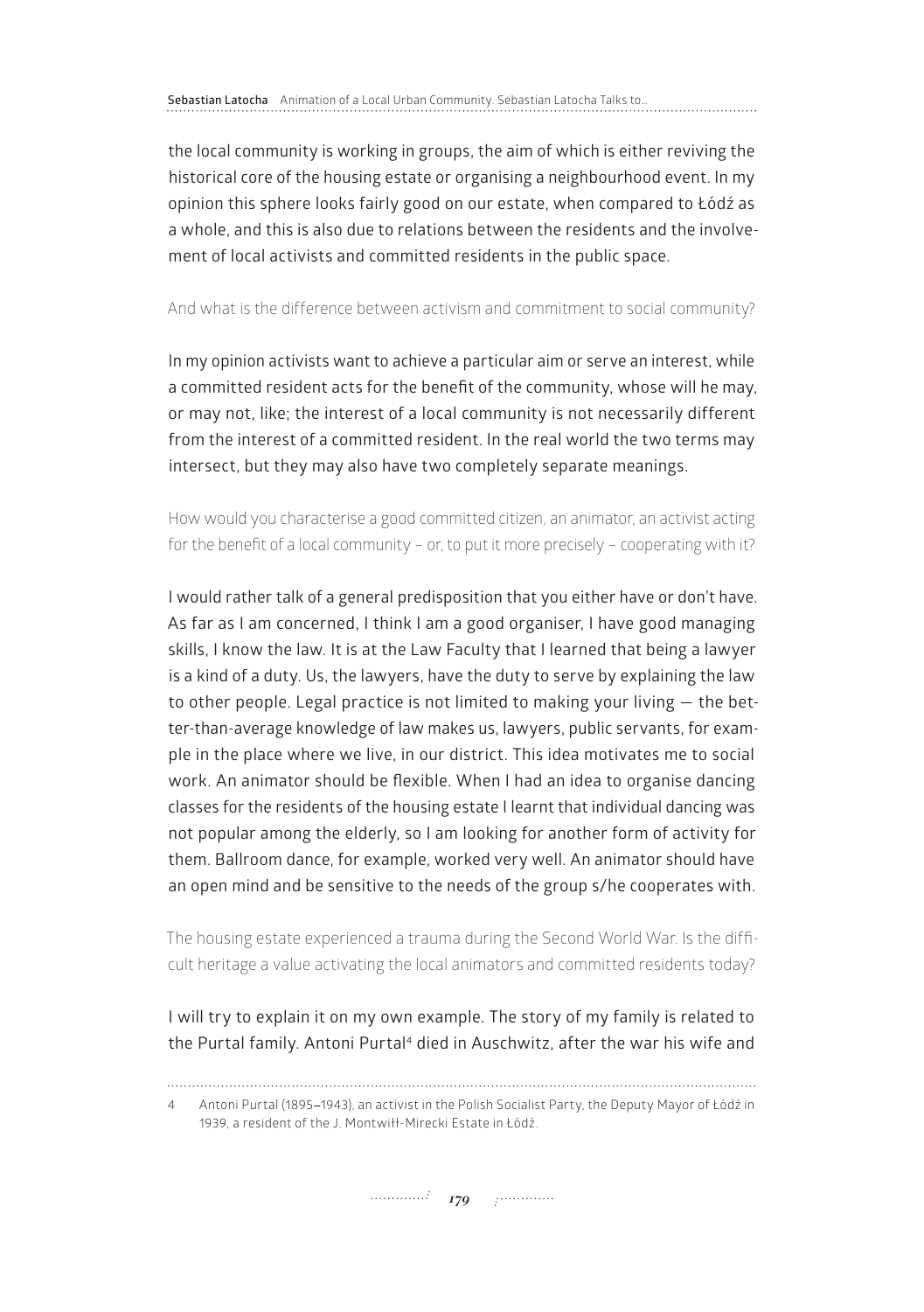the local community is working in groups, the aim of which is either reviving the historical core of the housing estate or organising a neighbourhood event. In my opinion this sphere looks fairly good on our estate, when compared to Łódź as a whole, and this is also due to relations between the residents and the involvement of local activists and committed residents in the public space.

And what is the difference between activism and commitment to social community?

In my opinion activists want to achieve a particular aim or serve an interest, while a committed resident acts for the benefit of the community, whose will he may, or may not, like; the interest of a local community is not necessarily different from the interest of a committed resident. In the real world the two terms may intersect, but they may also have two completely separate meanings.

How would you characterise a good committed citizen, an animator, an activist acting for the benefit of a local community – or, to put it more precisely – cooperating with it?

I would rather talk of a general predisposition that you either have or don't have. As far as I am concerned, I think I am a good organiser, I have good managing skills, I know the law. It is at the Law Faculty that I learned that being a lawyer is a kind of a duty. Us, the lawyers, have the duty to serve by explaining the law to other people. Legal practice is not limited to making your living — the better-than-average knowledge of law makes us, lawyers, public servants, for example in the place where we live, in our district. This idea motivates me to social work. An animator should be flexible. When I had an idea to organise dancing classes for the residents of the housing estate I learnt that individual dancing was not popular among the elderly, so I am looking for another form of activity for them. Ballroom dance, for example, worked very well. An animator should have an open mind and be sensitive to the needs of the group s/he cooperates with.

The housing estate experienced a trauma during the Second World War. Is the difficult heritage a value activating the local animators and committed residents today?

I will try to explain it on my own example. The story of my family is related to the Purtal family. Antoni Purtal[4] died in Auschwitz, after the war his wife and

---

4 Antoni Purtal (1895–1943), an activist in the Polish Socialist Party, the Deputy Mayor of Łódź in 1939, a resident of the J. Montwiłł-Mirecki Estate in Łódź.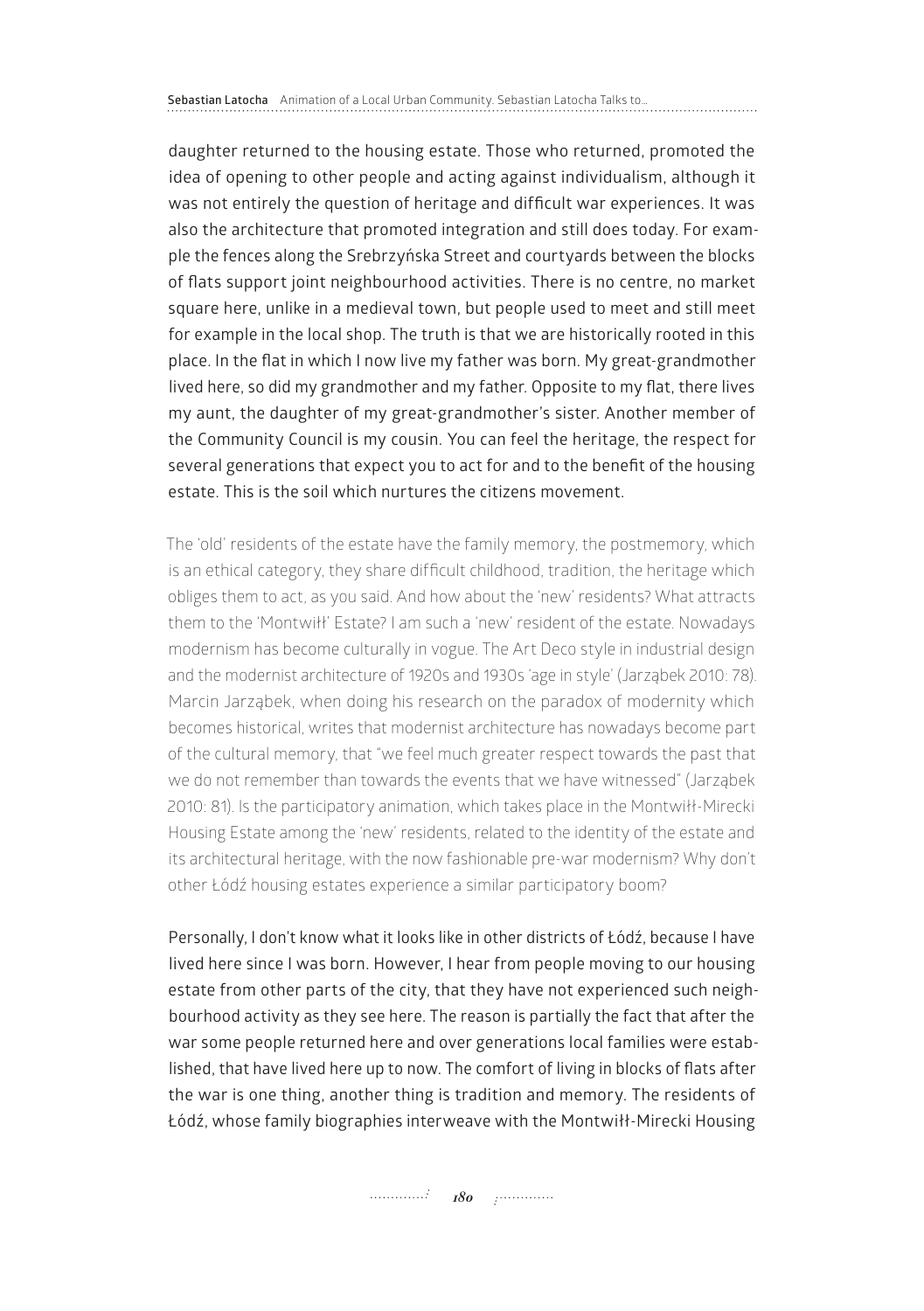daughter returned to the housing estate. Those who returned, promoted the idea of opening to other people and acting against individualism, although it was not entirely the question of heritage and difficult war experiences. It was also the architecture that promoted integration and still does today. For example the fences along the Srebrzyńska Street and courtyards between the blocks of flats support joint neighbourhood activities. There is no centre, no market square here, unlike in a medieval town, but people used to meet and still meet for example in the local shop. The truth is that we are historically rooted in this place. In the flat in which I now live my father was born. My great-grandmother lived here, so did my grandmother and my father. Opposite to my flat, there lives my aunt, the daughter of my great-grandmother's sister. Another member of the Community Council is my cousin. You can feel the heritage, the respect for several generations that expect you to act for and to the benefit of the housing estate. This is the soil which nurtures the citizens movement.

The 'old' residents of the estate have the family memory, the postmemory, which is an ethical category, they share difficult childhood, tradition, the heritage which obliges them to act, as you said. And how about the 'new' residents? What attracts them to the 'Montwiłł' Estate? I am such a 'new' resident of the estate. Nowadays modernism has become culturally in vogue. The Art Deco style in industrial design and the modernist architecture of 1920s and 1930s 'age in style' (Jarząbek 2010: 78). Marcin Jarząbek, when doing his research on the paradox of modernity which becomes historical, writes that modernist architecture has nowadays become part of the cultural memory, that "we feel much greater respect towards the past that we do not remember than towards the events that we have witnessed" (Jarząbek 2010: 81). Is the participatory animation, which takes place in the Montwiłł-Mirecki Housing Estate among the 'new' residents, related to the identity of the estate and its architectural heritage, with the now fashionable pre-war modernism? Why don't other Łódź housing estates experience a similar participatory boom?

Personally, I don't know what it looks like in other districts of Łódź, because I have lived here since I was born. However, I hear from people moving to our housing estate from other parts of the city, that they have not experienced such neighbourhood activity as they see here. The reason is partially the fact that after the war some people returned here and over generations local families were established, that have lived here up to now. The comfort of living in blocks of flats after the war is one thing, another thing is tradition and memory. The residents of Łódź, whose family biographies interweave with the Montwiłł-Mirecki Housing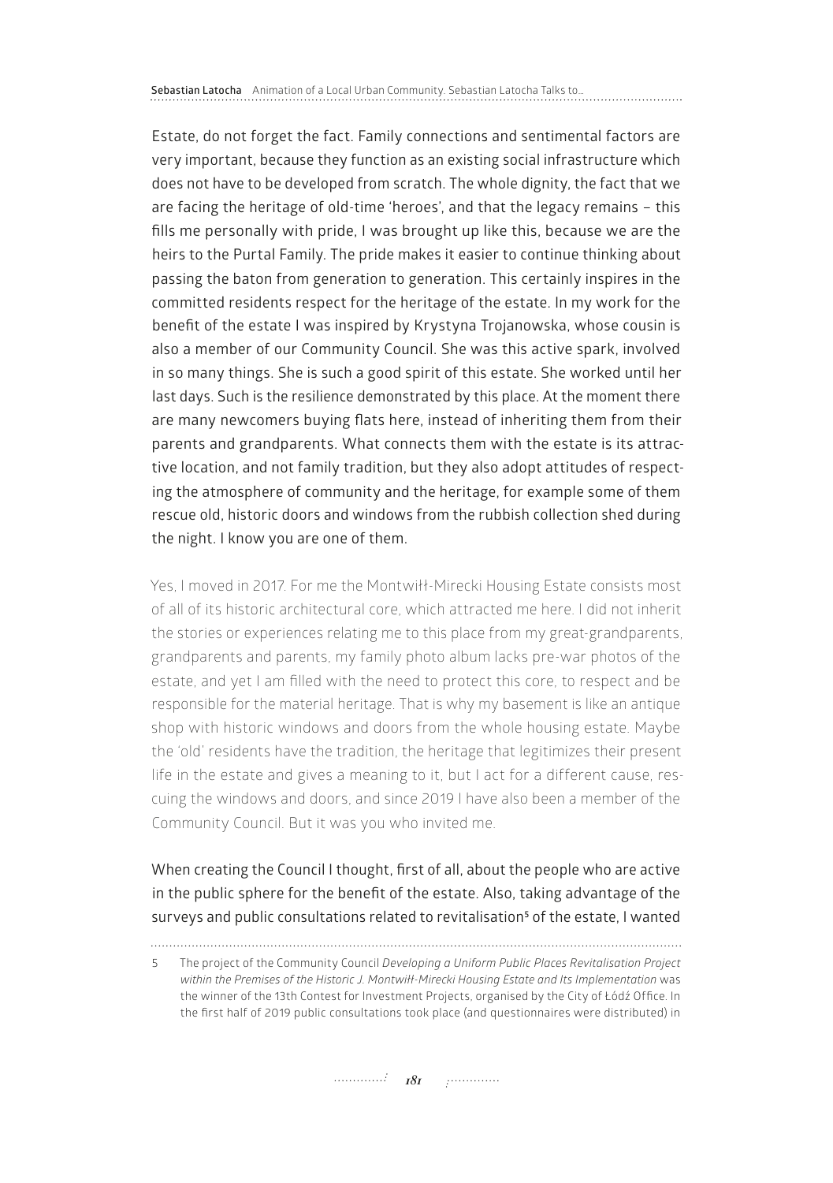Estate, do not forget the fact. Family connections and sentimental factors are very important, because they function as an existing social infrastructure which does not have to be developed from scratch. The whole dignity, the fact that we are facing the heritage of old-time 'heroes', and that the legacy remains – this fills me personally with pride, I was brought up like this, because we are the heirs to the Purtal Family. The pride makes it easier to continue thinking about passing the baton from generation to generation. This certainly inspires in the committed residents respect for the heritage of the estate. In my work for the benefit of the estate I was inspired by Krystyna Trojanowska, whose cousin is also a member of our Community Council. She was this active spark, involved in so many things. She is such a good spirit of this estate. She worked until her last days. Such is the resilience demonstrated by this place. At the moment there are many newcomers buying flats here, instead of inheriting them from their parents and grandparents. What connects them with the estate is its attractive location, and not family tradition, but they also adopt attitudes of respecting the atmosphere of community and the heritage, for example some of them rescue old, historic doors and windows from the rubbish collection shed during the night. I know you are one of them.

Yes, I moved in 2017. For me the Montwiłł-Mirecki Housing Estate consists most of all of its historic architectural core, which attracted me here. I did not inherit the stories or experiences relating me to this place from my great-grandparents, grandparents and parents, my family photo album lacks pre-war photos of the estate, and yet I am filled with the need to protect this core, to respect and be responsible for the material heritage. That is why my basement is like an antique shop with historic windows and doors from the whole housing estate. Maybe the 'old' residents have the tradition, the heritage that legitimizes their present life in the estate and gives a meaning to it, but I act for a different cause, rescuing the windows and doors, and since 2019 I have also been a member of the Community Council. But it was you who invited me.

When creating the Council I thought, first of all, about the people who are active in the public sphere for the benefit of the estate. Also, taking advantage of the surveys and public consultations related to revitalisation[5] of the estate, I wanted

5 The project of the Community Council *Developing a Uniform Public Places Revitalisation Project within the Premises of the Historic J. Montwiłł-Mirecki Housing Estate and Its Implementation* was the winner of the 13th Contest for Investment Projects, organised by the City of Łódź Office. In the first half of 2019 public consultations took place (and questionnaires were distributed) in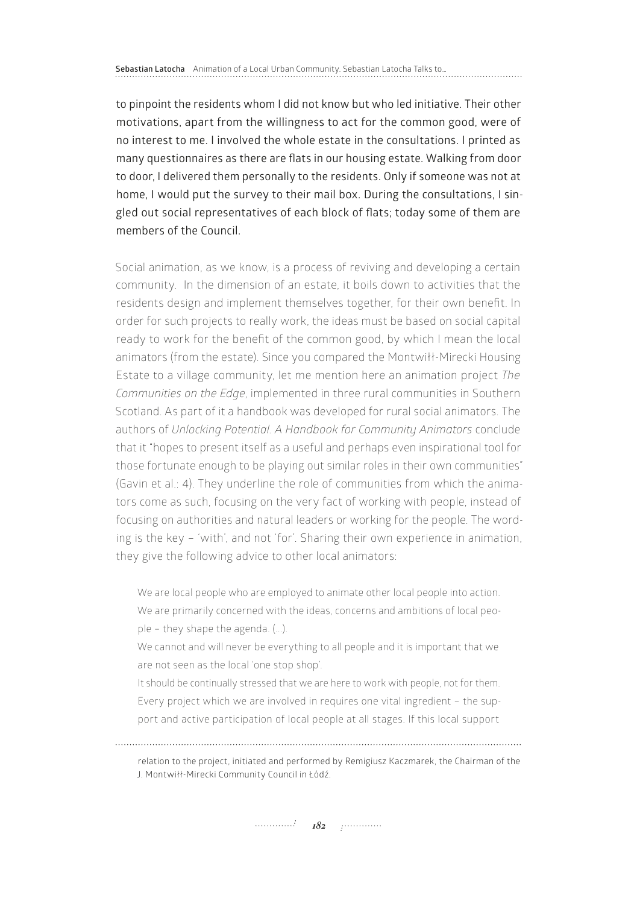to pinpoint the residents whom I did not know but who led initiative. Their other motivations, apart from the willingness to act for the common good, were of no interest to me. I involved the whole estate in the consultations. I printed as many questionnaires as there are flats in our housing estate. Walking from door to door, I delivered them personally to the residents. Only if someone was not at home, I would put the survey to their mail box. During the consultations, I singled out social representatives of each block of flats; today some of them are members of the Council.

Social animation, as we know, is a process of reviving and developing a certain community. In the dimension of an estate, it boils down to activities that the residents design and implement themselves together, for their own benefit. In order for such projects to really work, the ideas must be based on social capital ready to work for the benefit of the common good, by which I mean the local animators (from the estate). Since you compared the Montwiłł-Mirecki Housing Estate to a village community, let me mention here an animation project *The Communities on the Edge*, implemented in three rural communities in Southern Scotland. As part of it a handbook was developed for rural social animators. The authors of *Unlocking Potential. A Handbook for Community Animators* conclude that it "hopes to present itself as a useful and perhaps even inspirational tool for those fortunate enough to be playing out similar roles in their own communities" (Gavin et al.: 4). They underline the role of communities from which the animators come as such, focusing on the very fact of working with people, instead of focusing on authorities and natural leaders or working for the people. The wording is the key – 'with', and not 'for'. Sharing their own experience in animation, they give the following advice to other local animators:

> We are local people who are employed to animate other local people into action. We are primarily concerned with the ideas, concerns and ambitions of local people – they shape the agenda. (...).
>
> We cannot and will never be everything to all people and it is important that we are not seen as the local 'one stop shop'.
>
> It should be continually stressed that we are here to work with people, not for them. Every project which we are involved in requires one vital ingredient – the support and active participation of local people at all stages. If this local support

relation to the project, initiated and performed by Remigiusz Kaczmarek, the Chairman of the J. Montwiłł-Mirecki Community Council in Łódź.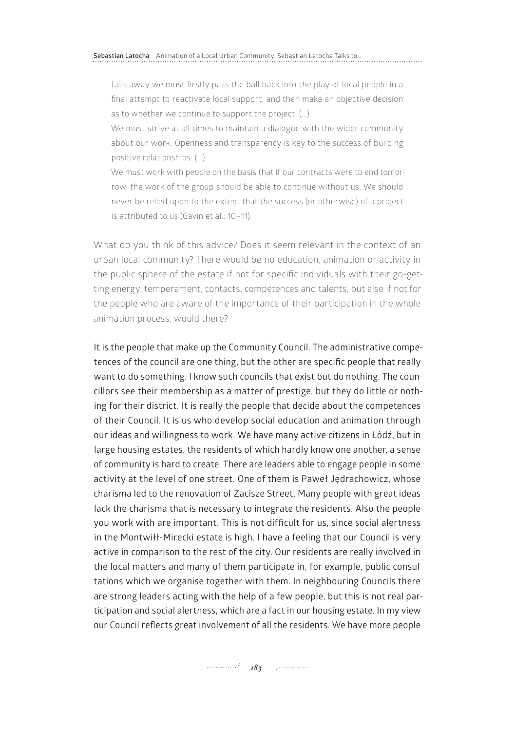> falls away we must firstly pass the ball back into the play of local people in a final attempt to reactivate local support, and then make an objective decision as to whether we continue to support the project. (...).
>
> We must strive at all times to maintain a dialogue with the wider community about our work. Openness and transparency is key to the success of building positive relationships. (...).
>
> We must work with people on the basis that if our contracts were to end tomorrow, the work of the group should be able to continue without us. We should never be relied upon to the extent that the success (or otherwise) of a project is attributed to us (Gavin et al.: 10–11).

What do you think of this advice? Does it seem relevant in the context of an urban local community? There would be no education, animation or activity in the public sphere of the estate if not for specific individuals with their go-getting energy, temperament, contacts, competences and talents, but also if not for the people who are aware of the importance of their participation in the whole animation process, would there?

It is the people that make up the Community Council. The administrative competences of the council are one thing, but the other are specific people that really want to do something. I know such councils that exist but do nothing. The councillors see their membership as a matter of prestige, but they do little or nothing for their district. It is really the people that decide about the competences of their Council. It is us who develop social education and animation through our ideas and willingness to work. We have many active citizens in Łódź, but in large housing estates, the residents of which hardly know one another, a sense of community is hard to create. There are leaders able to engage people in some activity at the level of one street. One of them is Paweł Jędrachowicz, whose charisma led to the renovation of Zacisze Street. Many people with great ideas lack the charisma that is necessary to integrate the residents. Also the people you work with are important. This is not difficult for us, since social alertness in the Montwiłł-Mirecki estate is high. I have a feeling that our Council is very active in comparison to the rest of the city. Our residents are really involved in the local matters and many of them participate in, for example, public consultations which we organise together with them. In neighbouring Councils there are strong leaders acting with the help of a few people, but this is not real participation and social alertness, which are a fact in our housing estate. In my view our Council reflects great involvement of all the residents. We have more people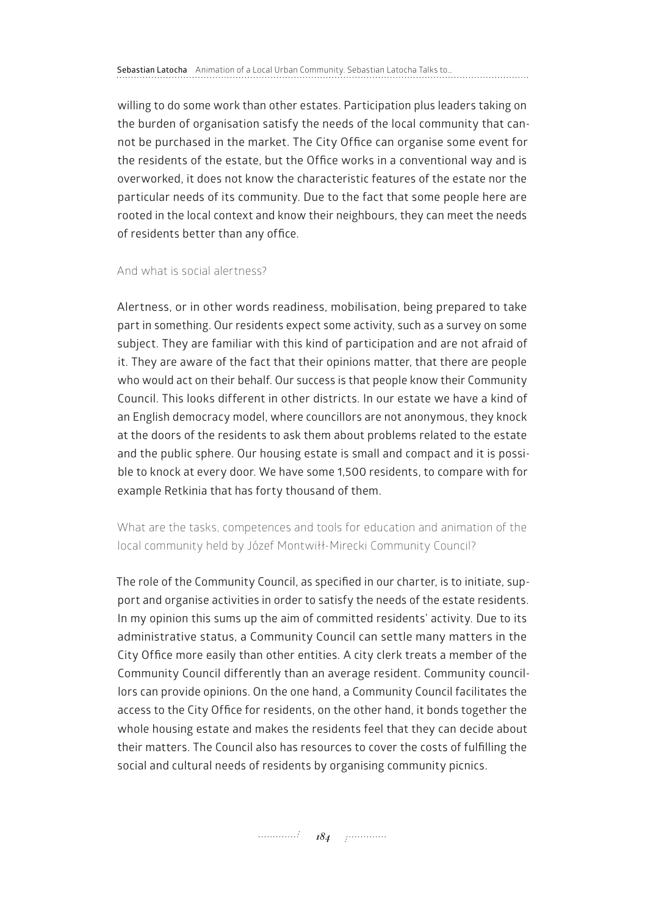willing to do some work than other estates. Participation plus leaders taking on the burden of organisation satisfy the needs of the local community that cannot be purchased in the market. The City Office can organise some event for the residents of the estate, but the Office works in a conventional way and is overworked, it does not know the characteristic features of the estate nor the particular needs of its community. Due to the fact that some people here are rooted in the local context and know their neighbours, they can meet the needs of residents better than any office.

And what is social alertness?

Alertness, or in other words readiness, mobilisation, being prepared to take part in something. Our residents expect some activity, such as a survey on some subject. They are familiar with this kind of participation and are not afraid of it. They are aware of the fact that their opinions matter, that there are people who would act on their behalf. Our success is that people know their Community Council. This looks different in other districts. In our estate we have a kind of an English democracy model, where councillors are not anonymous, they knock at the doors of the residents to ask them about problems related to the estate and the public sphere. Our housing estate is small and compact and it is possible to knock at every door. We have some 1,500 residents, to compare with for example Retkinia that has forty thousand of them.

What are the tasks, competences and tools for education and animation of the local community held by Józef Montwiłł-Mirecki Community Council?

The role of the Community Council, as specified in our charter, is to initiate, support and organise activities in order to satisfy the needs of the estate residents. In my opinion this sums up the aim of committed residents' activity. Due to its administrative status, a Community Council can settle many matters in the City Office more easily than other entities. A city clerk treats a member of the Community Council differently than an average resident. Community councillors can provide opinions. On the one hand, a Community Council facilitates the access to the City Office for residents, on the other hand, it bonds together the whole housing estate and makes the residents feel that they can decide about their matters. The Council also has resources to cover the costs of fulfilling the social and cultural needs of residents by organising community picnics.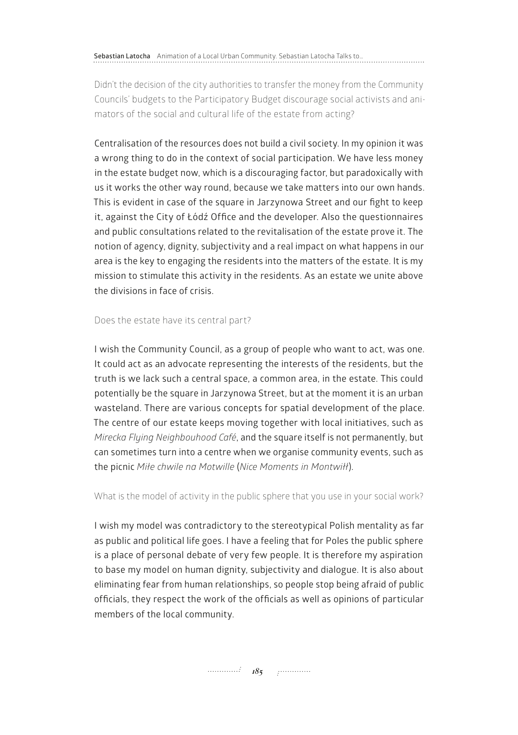Didn't the decision of the city authorities to transfer the money from the Community Councils' budgets to the Participatory Budget discourage social activists and animators of the social and cultural life of the estate from acting?

Centralisation of the resources does not build a civil society. In my opinion it was a wrong thing to do in the context of social participation. We have less money in the estate budget now, which is a discouraging factor, but paradoxically with us it works the other way round, because we take matters into our own hands. This is evident in case of the square in Jarzynowa Street and our fight to keep it, against the City of Łódź Office and the developer. Also the questionnaires and public consultations related to the revitalisation of the estate prove it. The notion of agency, dignity, subjectivity and a real impact on what happens in our area is the key to engaging the residents into the matters of the estate. It is my mission to stimulate this activity in the residents. As an estate we unite above the divisions in face of crisis.

Does the estate have its central part?

I wish the Community Council, as a group of people who want to act, was one. It could act as an advocate representing the interests of the residents, but the truth is we lack such a central space, a common area, in the estate. This could potentially be the square in Jarzynowa Street, but at the moment it is an urban wasteland. There are various concepts for spatial development of the place. The centre of our estate keeps moving together with local initiatives, such as *Mirecka Flying Neighbouhood Café*, and the square itself is not permanently, but can sometimes turn into a centre when we organise community events, such as the picnic *Miłe chwile na Motwille* (*Nice Moments in Montwiłł*).

What is the model of activity in the public sphere that you use in your social work?

I wish my model was contradictory to the stereotypical Polish mentality as far as public and political life goes. I have a feeling that for Poles the public sphere is a place of personal debate of very few people. It is therefore my aspiration to base my model on human dignity, subjectivity and dialogue. It is also about eliminating fear from human relationships, so people stop being afraid of public officials, they respect the work of the officials as well as opinions of particular members of the local community.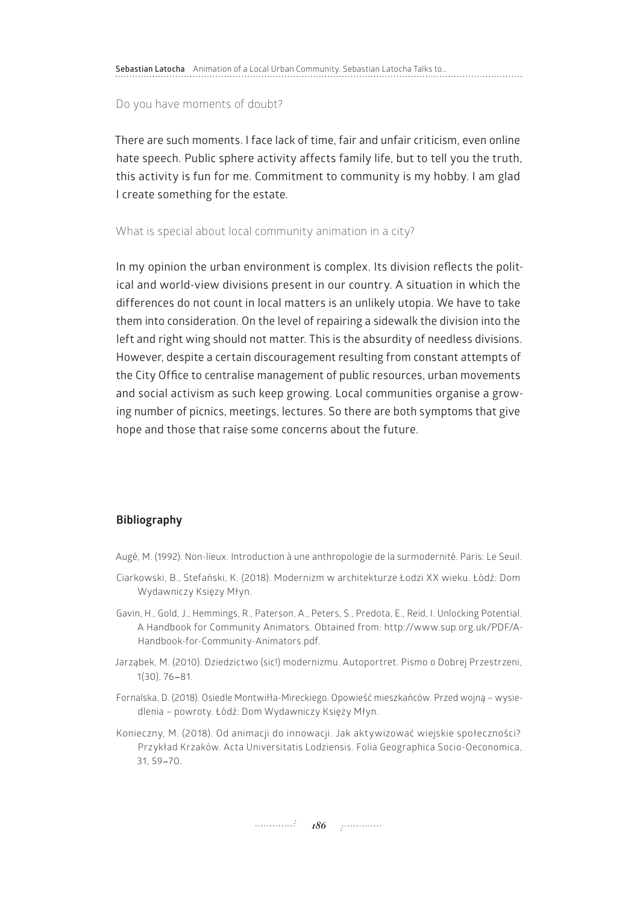Do you have moments of doubt?

There are such moments. I face lack of time, fair and unfair criticism, even online hate speech. Public sphere activity affects family life, but to tell you the truth, this activity is fun for me. Commitment to community is my hobby. I am glad I create something for the estate.

What is special about local community animation in a city?

In my opinion the urban environment is complex. Its division reflects the political and world-view divisions present in our country. A situation in which the differences do not count in local matters is an unlikely utopia. We have to take them into consideration. On the level of repairing a sidewalk the division into the left and right wing should not matter. This is the absurdity of needless divisions. However, despite a certain discouragement resulting from constant attempts of the City Office to centralise management of public resources, urban movements and social activism as such keep growing. Local communities organise a growing number of picnics, meetings, lectures. So there are both symptoms that give hope and those that raise some concerns about the future.

## Bibliography

Augé, M. (1992). Non-lieux. Introduction à une anthropologie de la surmodernité. Paris: Le Seuil.

Ciarkowski, B., Stefański, K. (2018). Modernizm w architekturze Łodzi XX wieku. Łódź: Dom Wydawniczy Księży Młyn.

Gavin, H., Gold, J., Hemmings, R., Paterson, A., Peters, S., Predota, E., Reid, I. Unlocking Potential. A Handbook for Community Animators. Obtained from: http://www.sup.org.uk/PDF/A-Handbook-for-Community-Animators.pdf.

Jarząbek, M. (2010). Dziedzictwo (sic!) modernizmu. Autoportret. Pismo o Dobrej Przestrzeni, 1(30), 76–81.

Fornalska, D. (2018). Osiedle Montwiłła-Mireckiego. Opowieść mieszkańców. Przed wojną – wysiedlenia – powroty. Łódź: Dom Wydawniczy Księży Młyn.

Konieczny, M. (2018). Od animacji do innowacji. Jak aktywizować wiejskie społeczności? Przykład Krzaków. Acta Universitatis Lodziensis. Folia Geographica Socio-Oeconomica, 31, 59–70.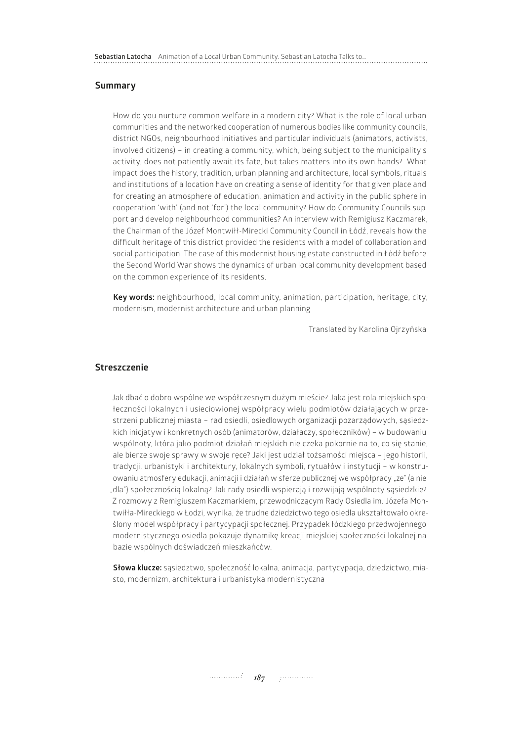## Summary

How do you nurture common welfare in a modern city? What is the role of local urban communities and the networked cooperation of numerous bodies like community councils, district NGOs, neighbourhood initiatives and particular individuals (animators, activists, involved citizens) – in creating a community, which, being subject to the municipality's activity, does not patiently await its fate, but takes matters into its own hands? What impact does the history, tradition, urban planning and architecture, local symbols, rituals and institutions of a location have on creating a sense of identity for that given place and for creating an atmosphere of education, animation and activity in the public sphere in cooperation 'with' (and not 'for') the local community? How do Community Councils support and develop neighbourhood communities? An interview with Remigiusz Kaczmarek, the Chairman of the Józef Montwiłł-Mirecki Community Council in Łódź, reveals how the difficult heritage of this district provided the residents with a model of collaboration and social participation. The case of this modernist housing estate constructed in Łódź before the Second World War shows the dynamics of urban local community development based on the common experience of its residents.

**Key words:** neighbourhood, local community, animation, participation, heritage, city, modernism, modernist architecture and urban planning

Translated by Karolina Ojrzyńska

## Streszczenie

Jak dbać o dobro wspólne we współczesnym dużym mieście? Jaka jest rola miejskich społeczności lokalnych i usieciowionej współpracy wielu podmiotów działających w przestrzeni publicznej miasta – rad osiedli, osiedlowych organizacji pozarządowych, sąsiedzkich inicjatyw i konkretnych osób (animatorów, działaczy, społeczników) – w budowaniu wspólnoty, która jako podmiot działań miejskich nie czeka pokornie na to, co się stanie, ale bierze swoje sprawy w swoje ręce? Jaki jest udział tożsamości miejsca – jego historii, tradycji, urbanistyki i architektury, lokalnych symboli, rytuałów i instytucji – w konstruowaniu atmosfery edukacji, animacji i działań w sferze publicznej we współpracy „ze" (a nie „dla") społecznością lokalną? Jak rady osiedli wspierają i rozwijają wspólnoty sąsiedzkie? Z rozmowy z Remigiuszem Kaczmarkiem, przewodniczącym Rady Osiedla im. Józefa Montwiłła-Mireckiego w Łodzi, wynika, że trudne dziedzictwo tego osiedla ukształtowało określony model współpracy i partycypacji społecznej. Przypadek łódzkiego przedwojennego modernistycznego osiedla pokazuje dynamikę kreacji miejskiej społeczności lokalnej na bazie wspólnych doświadczeń mieszkańców.

**Słowa klucze:** sąsiedztwo, społeczność lokalna, animacja, partycypacja, dziedzictwo, miasto, modernizm, architektura i urbanistyka modernistyczna